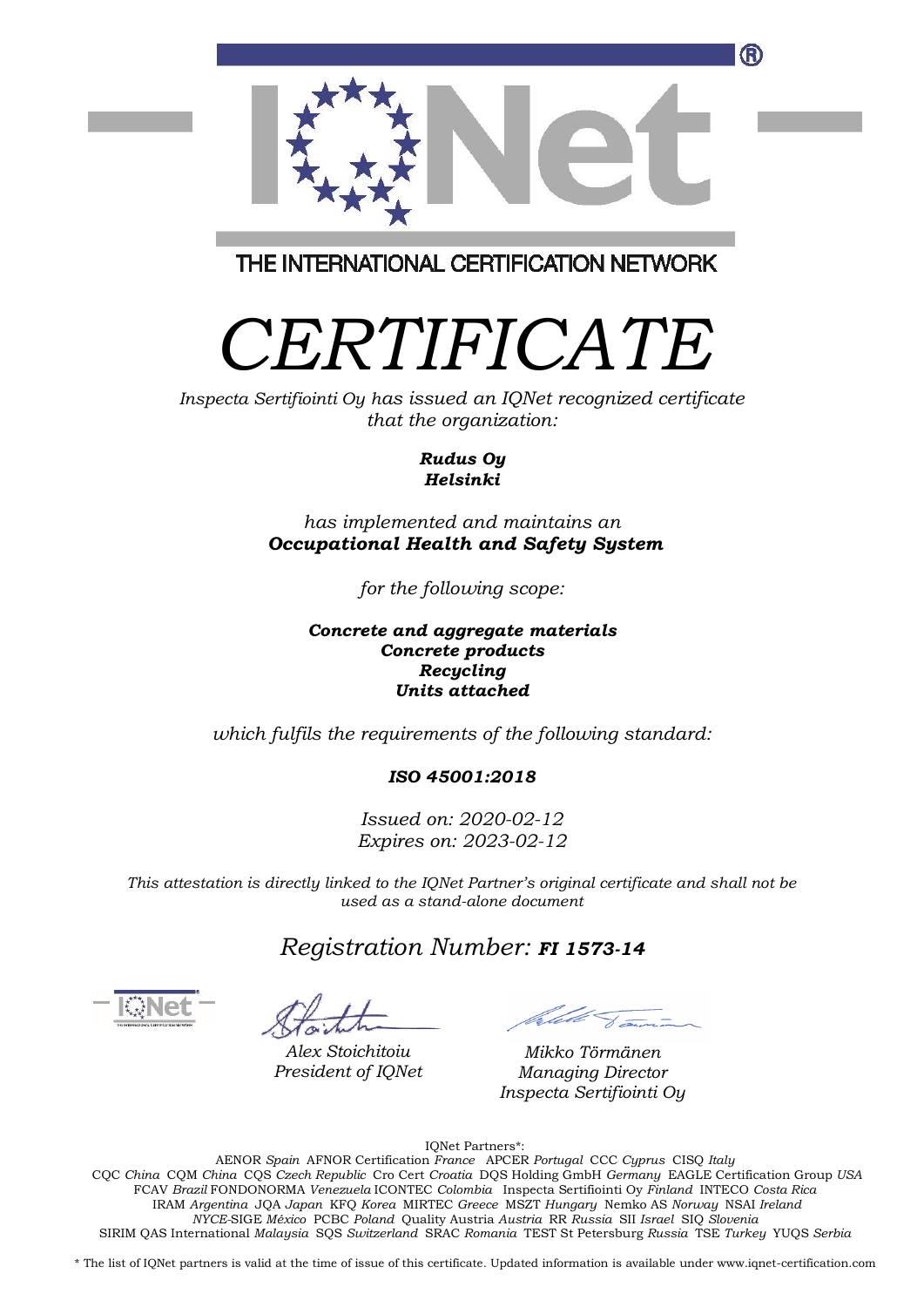THE INTERNATIONAL CERTIFICATION NETWORK

# *CERTIFICATE*

*Inspecta Sertifiointi Oy has issued an IQNet recognized certificate that the organization:*

***Rudus Oy***
***Helsinki***

*has implemented and maintains an*
***Occupational Health and Safety System***

*for the following scope:*

***Concrete and aggregate materials***
***Concrete products***
***Recycling***
***Units attached***

*which fulfils the requirements of the following standard:*

***ISO 45001:2018***

*Issued on: 2020-02-12*
*Expires on: 2023-02-12*

*This attestation is directly linked to the IQNet Partner's original certificate and shall not be used as a stand-alone document*

## *Registration Number:* ***FI 1573-14***

*Alex Stoichitoiu*
*President of IQNet*

*Mikko Törmänen*
*Managing Director*
*Inspecta Sertifiointi Oy*

IQNet Partners*:

AENOR *Spain* AFNOR Certification *France* APCER *Portugal* CCC *Cyprus* CISQ *Italy*
CQC *China* CQM *China* CQS *Czech Republic* Cro Cert *Croatia* DQS Holding GmbH *Germany* EAGLE Certification Group *USA*
FCAV *Brazil* FONDONORMA *Venezuela* ICONTEC *Colombia* Inspecta Sertifiointi Oy *Finland* INTECO *Costa Rica*
IRAM *Argentina* JQA *Japan* KFQ *Korea* MIRTEC *Greece* MSZT *Hungary* Nemko AS *Norway* NSAI *Ireland*
*NYCE*-SIGE *México* PCBC *Poland* Quality Austria *Austria* RR *Russia* SII *Israel* SIQ *Slovenia*
SIRIM QAS International *Malaysia* SQS *Switzerland* SRAC *Romania* TEST St Petersburg *Russia* TSE *Turkey* YUQS *Serbia*

* The list of IQNet partners is valid at the time of issue of this certificate. Updated information is available under www.iqnet-certification.com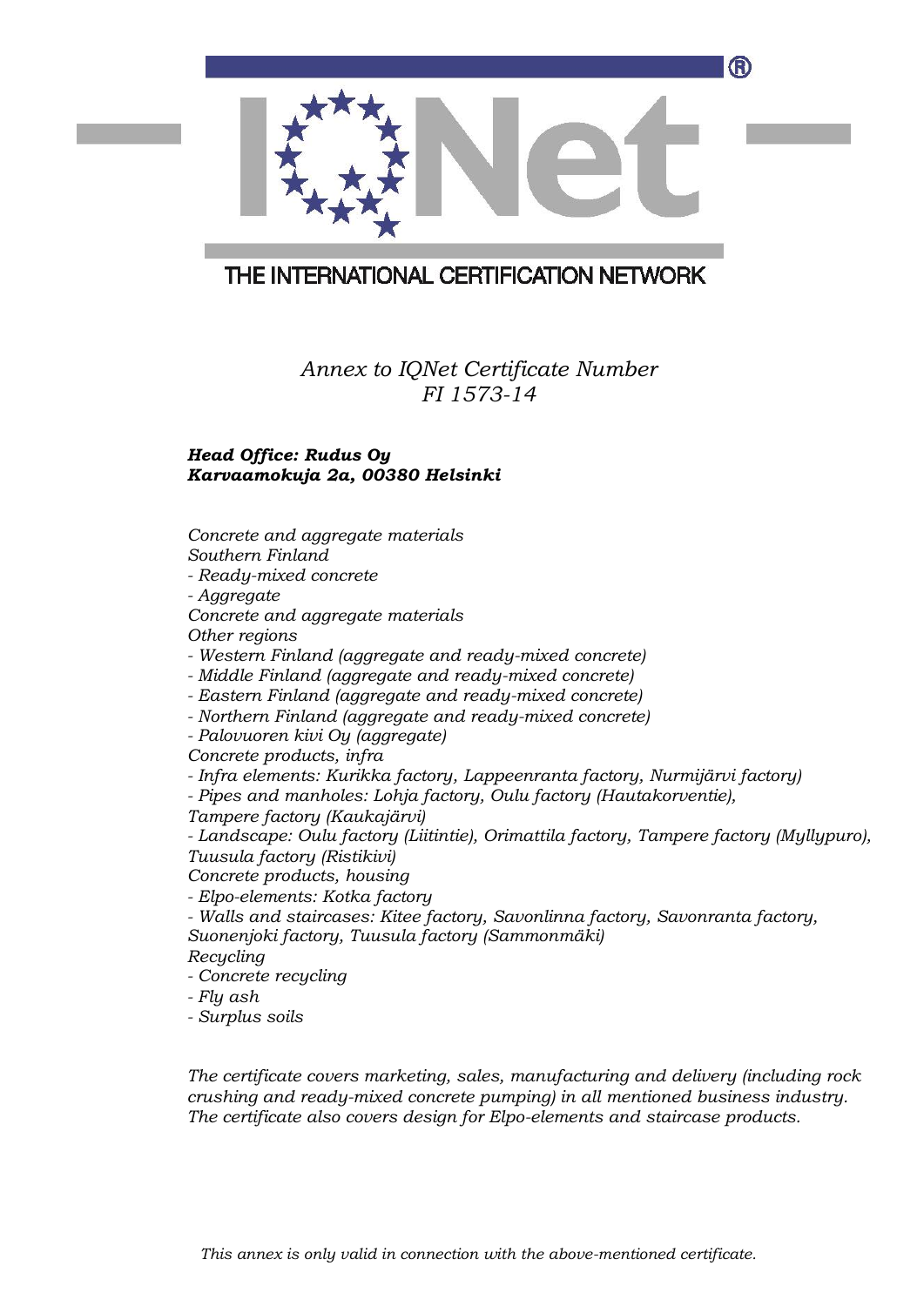THE INTERNATIONAL CERTIFICATION NETWORK

*Annex to IQNet Certificate Number*
*FI 1573-14*

***Head Office: Rudus Oy***
***Karvaamokuja 2a, 00380 Helsinki***

*Concrete and aggregate materials*
*Southern Finland*
*- Ready-mixed concrete*
*- Aggregate*
*Concrete and aggregate materials*
*Other regions*
*- Western Finland (aggregate and ready-mixed concrete)*
*- Middle Finland (aggregate and ready-mixed concrete)*
*- Eastern Finland (aggregate and ready-mixed concrete)*
*- Northern Finland (aggregate and ready-mixed concrete)*
*- Palovuoren kivi Oy (aggregate)*
*Concrete products, infra*
*- Infra elements: Kurikka factory, Lappeenranta factory, Nurmijärvi factory)*
*- Pipes and manholes: Lohja factory, Oulu factory (Hautakorventie), Tampere factory (Kaukajärvi)*
*- Landscape: Oulu factory (Liitintie), Orimattila factory, Tampere factory (Myllypuro), Tuusula factory (Ristikivi)*
*Concrete products, housing*
*- Elpo-elements: Kotka factory*
*- Walls and staircases: Kitee factory, Savonlinna factory, Savonranta factory, Suonenjoki factory, Tuusula factory (Sammonmäki)*
*Recycling*
*- Concrete recycling*
*- Fly ash*
*- Surplus soils*

*The certificate covers marketing, sales, manufacturing and delivery (including rock crushing and ready-mixed concrete pumping) in all mentioned business industry. The certificate also covers design for Elpo-elements and staircase products.*

*This annex is only valid in connection with the above-mentioned certificate.*